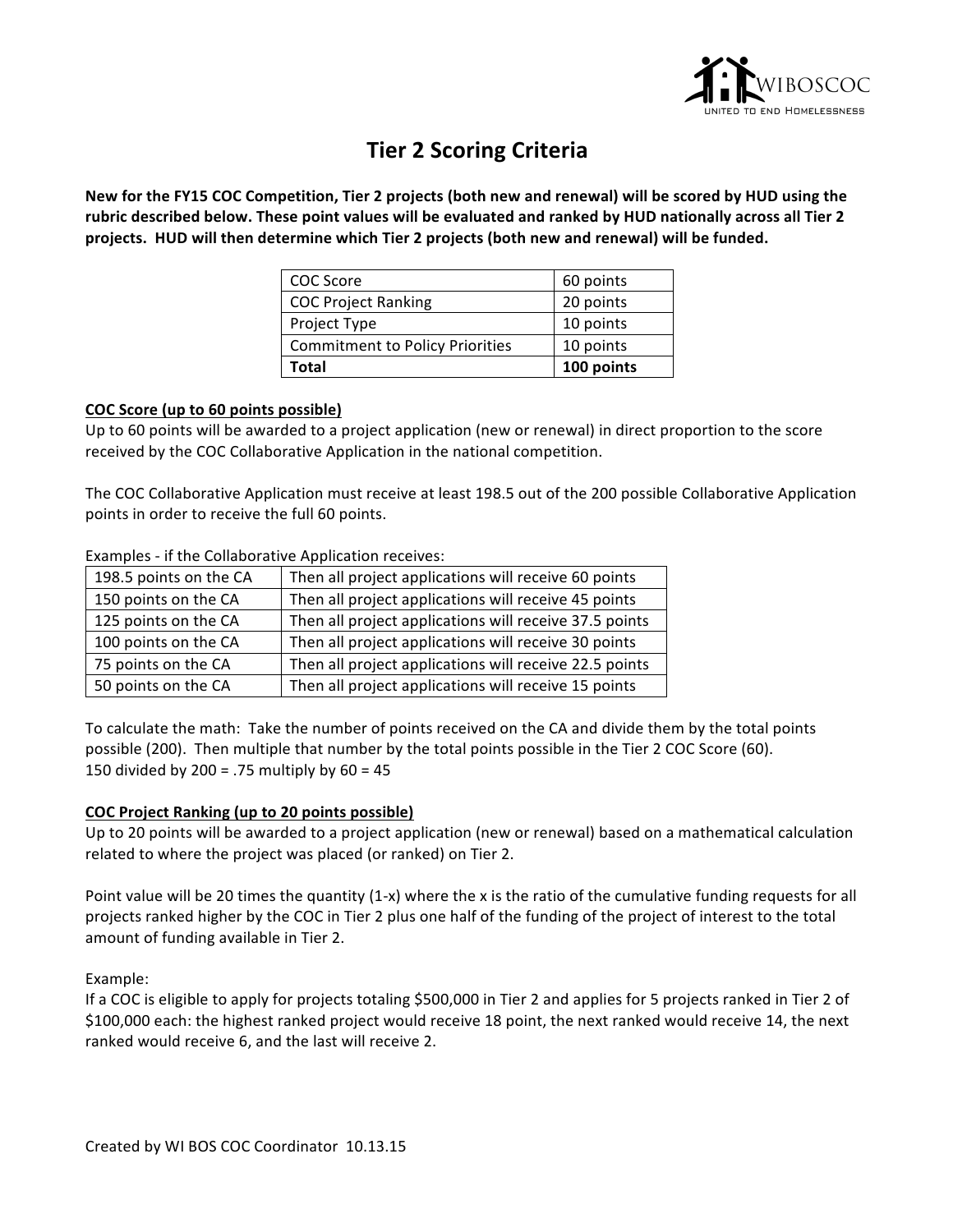# Tier 2 Scoring Criteria

**New for the FY15 COC Competition, Tier 2 projects (both new and renewal) will be scored by HUD using the rubric described below. These point values will be evaluated and ranked by HUD nationally across all Tier 2 projects. HUD will then determine which Tier 2 projects (both new and renewal) will be funded.**

| COC Score | 60 points |
|---|---|
| COC Project Ranking | 20 points |
| Project Type | 10 points |
| Commitment to Policy Priorities | 10 points |
| **Total** | **100 points** |

**COC Score (up to 60 points possible)**

Up to 60 points will be awarded to a project application (new or renewal) in direct proportion to the score received by the COC Collaborative Application in the national competition.

The COC Collaborative Application must receive at least 198.5 out of the 200 possible Collaborative Application points in order to receive the full 60 points.

Examples - if the Collaborative Application receives:

| 198.5 points on the CA | Then all project applications will receive 60 points |
|---|---|
| 150 points on the CA | Then all project applications will receive 45 points |
| 125 points on the CA | Then all project applications will receive 37.5 points |
| 100 points on the CA | Then all project applications will receive 30 points |
| 75 points on the CA | Then all project applications will receive 22.5 points |
| 50 points on the CA | Then all project applications will receive 15 points |

To calculate the math: Take the number of points received on the CA and divide them by the total points possible (200). Then multiple that number by the total points possible in the Tier 2 COC Score (60).
150 divided by 200 = .75 multiply by 60 = 45

**COC Project Ranking (up to 20 points possible)**

Up to 20 points will be awarded to a project application (new or renewal) based on a mathematical calculation related to where the project was placed (or ranked) on Tier 2.

Point value will be 20 times the quantity (1-x) where the x is the ratio of the cumulative funding requests for all projects ranked higher by the COC in Tier 2 plus one half of the funding of the project of interest to the total amount of funding available in Tier 2.

Example:
If a COC is eligible to apply for projects totaling $500,000 in Tier 2 and applies for 5 projects ranked in Tier 2 of $100,000 each: the highest ranked project would receive 18 point, the next ranked would receive 14, the next ranked would receive 6, and the last will receive 2.

Created by WI BOS COC Coordinator 10.13.15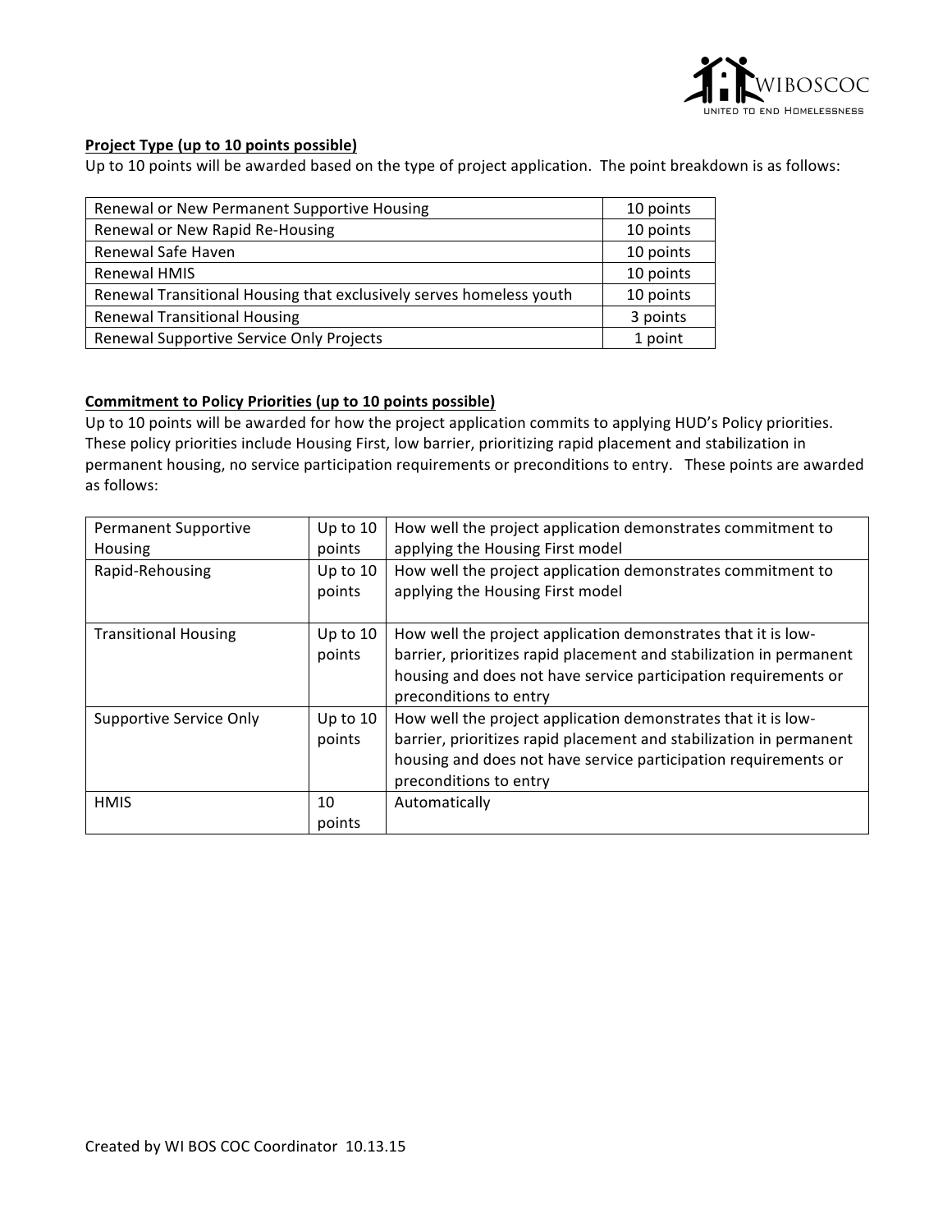**Project Type (up to 10 points possible)**

Up to 10 points will be awarded based on the type of project application. The point breakdown is as follows:

| | |
|---|---|
| Renewal or New Permanent Supportive Housing | 10 points |
| Renewal or New Rapid Re-Housing | 10 points |
| Renewal Safe Haven | 10 points |
| Renewal HMIS | 10 points |
| Renewal Transitional Housing that exclusively serves homeless youth | 10 points |
| Renewal Transitional Housing | 3 points |
| Renewal Supportive Service Only Projects | 1 point |

**Commitment to Policy Priorities (up to 10 points possible)**

Up to 10 points will be awarded for how the project application commits to applying HUD's Policy priorities. These policy priorities include Housing First, low barrier, prioritizing rapid placement and stabilization in permanent housing, no service participation requirements or preconditions to entry. These points are awarded as follows:

| | | |
|---|---|---|
| Permanent Supportive Housing | Up to 10 points | How well the project application demonstrates commitment to applying the Housing First model |
| Rapid-Rehousing | Up to 10 points | How well the project application demonstrates commitment to applying the Housing First model |
| Transitional Housing | Up to 10 points | How well the project application demonstrates that it is low-barrier, prioritizes rapid placement and stabilization in permanent housing and does not have service participation requirements or preconditions to entry |
| Supportive Service Only | Up to 10 points | How well the project application demonstrates that it is low-barrier, prioritizes rapid placement and stabilization in permanent housing and does not have service participation requirements or preconditions to entry |
| HMIS | 10 points | Automatically |

Created by WI BOS COC Coordinator 10.13.15